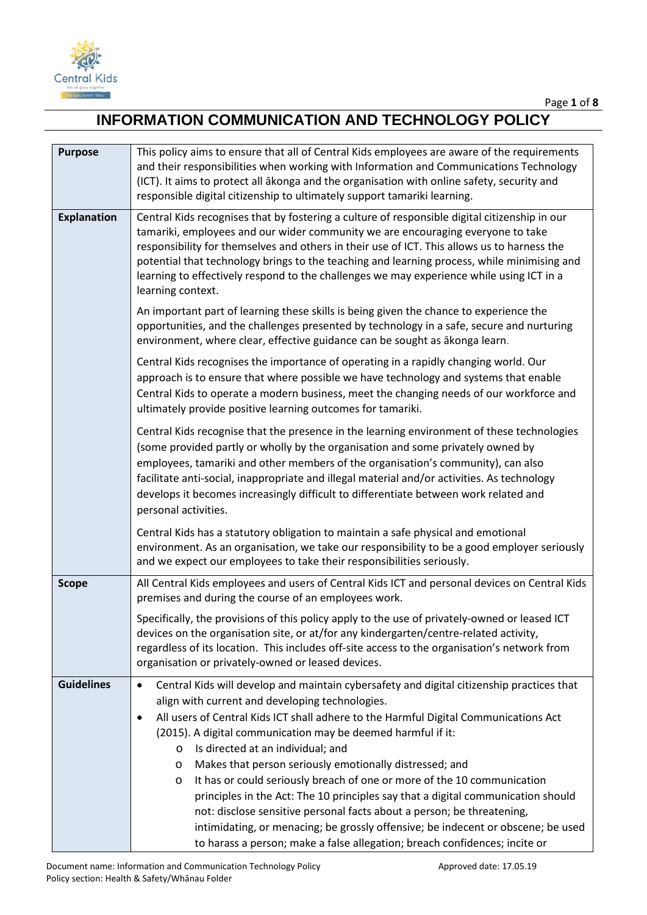# INFORMATION COMMUNICATION AND TECHNOLOGY POLICY

| | |
|---|---|
| **Purpose** | This policy aims to ensure that all of Central Kids employees are aware of the requirements and their responsibilities when working with Information and Communications Technology (ICT). It aims to protect all ākonga and the organisation with online safety, security and responsible digital citizenship to ultimately support tamariki learning. |
| **Explanation** | Central Kids recognises that by fostering a culture of responsible digital citizenship in our tamariki, employees and our wider community we are encouraging everyone to take responsibility for themselves and others in their use of ICT. This allows us to harness the potential that technology brings to the teaching and learning process, while minimising and learning to effectively respond to the challenges we may experience while using ICT in a learning context.<br><br>An important part of learning these skills is being given the chance to experience the opportunities, and the challenges presented by technology in a safe, secure and nurturing environment, where clear, effective guidance can be sought as ākonga learn.<br><br>Central Kids recognises the importance of operating in a rapidly changing world. Our approach is to ensure that where possible we have technology and systems that enable Central Kids to operate a modern business, meet the changing needs of our workforce and ultimately provide positive learning outcomes for tamariki.<br><br>Central Kids recognise that the presence in the learning environment of these technologies (some provided partly or wholly by the organisation and some privately owned by employees, tamariki and other members of the organisation's community), can also facilitate anti-social, inappropriate and illegal material and/or activities. As technology develops it becomes increasingly difficult to differentiate between work related and personal activities.<br><br>Central Kids has a statutory obligation to maintain a safe physical and emotional environment. As an organisation, we take our responsibility to be a good employer seriously and we expect our employees to take their responsibilities seriously. |
| **Scope** | All Central Kids employees and users of Central Kids ICT and personal devices on Central Kids premises and during the course of an employees work.<br><br>Specifically, the provisions of this policy apply to the use of privately-owned or leased ICT devices on the organisation site, or at/for any kindergarten/centre-related activity, regardless of its location. This includes off-site access to the organisation's network from organisation or privately-owned or leased devices. |
| **Guidelines** | • Central Kids will develop and maintain cybersafety and digital citizenship practices that align with current and developing technologies.<br>• All users of Central Kids ICT shall adhere to the Harmful Digital Communications Act (2015). A digital communication may be deemed harmful if it:<br>&nbsp;&nbsp;&nbsp;&nbsp;o Is directed at an individual; and<br>&nbsp;&nbsp;&nbsp;&nbsp;o Makes that person seriously emotionally distressed; and<br>&nbsp;&nbsp;&nbsp;&nbsp;o It has or could seriously breach of one or more of the 10 communication principles in the Act: The 10 principles say that a digital communication should not: disclose sensitive personal facts about a person; be threatening, intimidating, or menacing; be grossly offensive; be indecent or obscene; be used to harass a person; make a false allegation; breach confidences; incite or |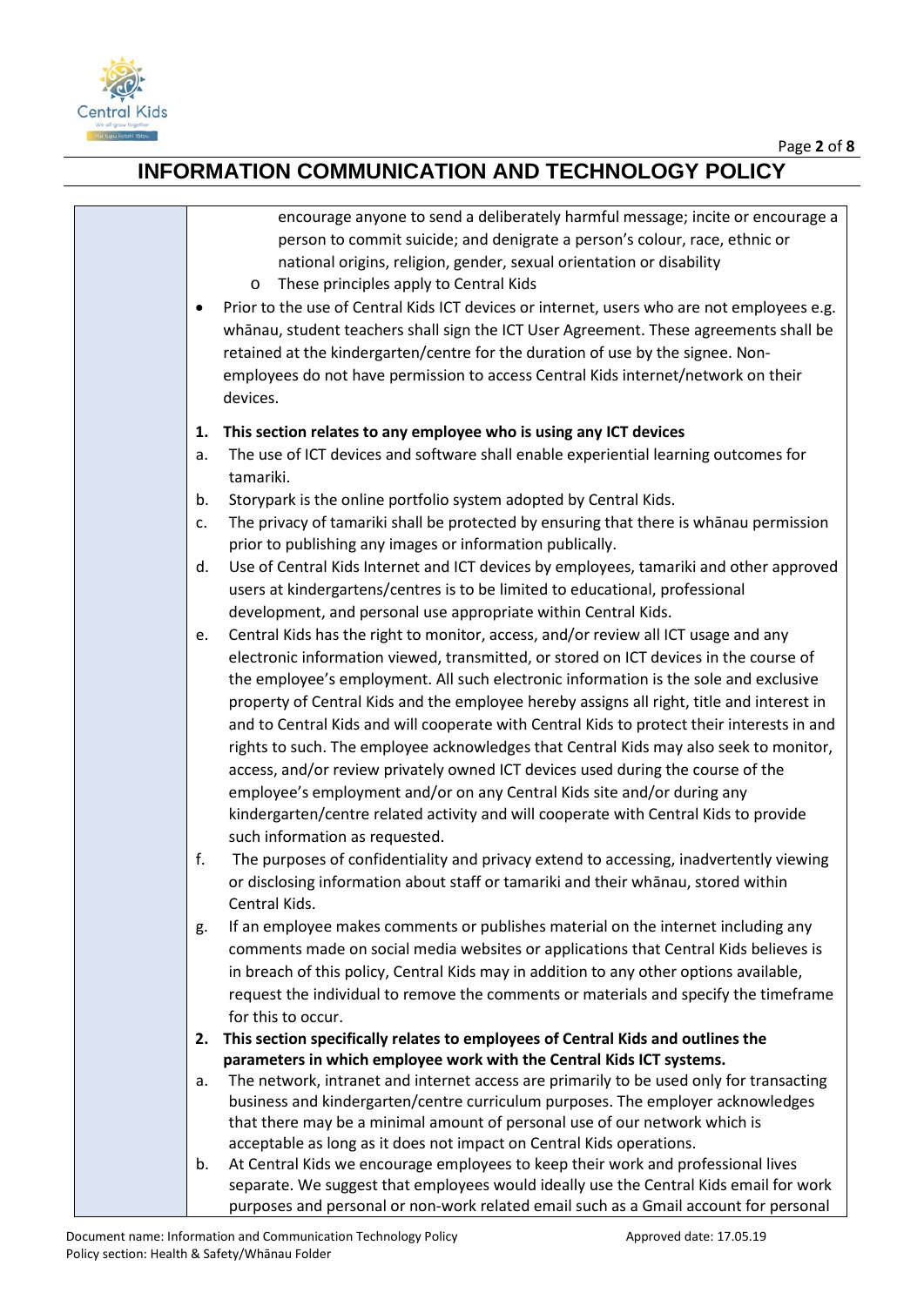encourage anyone to send a deliberately harmful message; incite or encourage a person to commit suicide; and denigrate a person's colour, race, ethnic or national origins, religion, gender, sexual orientation or disability

  - These principles apply to Central Kids

- Prior to the use of Central Kids ICT devices or internet, users who are not employees e.g. whānau, student teachers shall sign the ICT User Agreement. These agreements shall be retained at the kindergarten/centre for the duration of use by the signee. Non-employees do not have permission to access Central Kids internet/network on their devices.

**1. This section relates to any employee who is using any ICT devices**

a. The use of ICT devices and software shall enable experiential learning outcomes for tamariki.

b. Storypark is the online portfolio system adopted by Central Kids.

c. The privacy of tamariki shall be protected by ensuring that there is whānau permission prior to publishing any images or information publically.

d. Use of Central Kids Internet and ICT devices by employees, tamariki and other approved users at kindergartens/centres is to be limited to educational, professional development, and personal use appropriate within Central Kids.

e. Central Kids has the right to monitor, access, and/or review all ICT usage and any electronic information viewed, transmitted, or stored on ICT devices in the course of the employee's employment. All such electronic information is the sole and exclusive property of Central Kids and the employee hereby assigns all right, title and interest in and to Central Kids and will cooperate with Central Kids to protect their interests in and rights to such. The employee acknowledges that Central Kids may also seek to monitor, access, and/or review privately owned ICT devices used during the course of the employee's employment and/or on any Central Kids site and/or during any kindergarten/centre related activity and will cooperate with Central Kids to provide such information as requested.

f. The purposes of confidentiality and privacy extend to accessing, inadvertently viewing or disclosing information about staff or tamariki and their whānau, stored within Central Kids.

g. If an employee makes comments or publishes material on the internet including any comments made on social media websites or applications that Central Kids believes is in breach of this policy, Central Kids may in addition to any other options available, request the individual to remove the comments or materials and specify the timeframe for this to occur.

**2. This section specifically relates to employees of Central Kids and outlines the parameters in which employee work with the Central Kids ICT systems.**

a. The network, intranet and internet access are primarily to be used only for transacting business and kindergarten/centre curriculum purposes. The employer acknowledges that there may be a minimal amount of personal use of our network which is acceptable as long as it does not impact on Central Kids operations.

b. At Central Kids we encourage employees to keep their work and professional lives separate. We suggest that employees would ideally use the Central Kids email for work purposes and personal or non-work related email such as a Gmail account for personal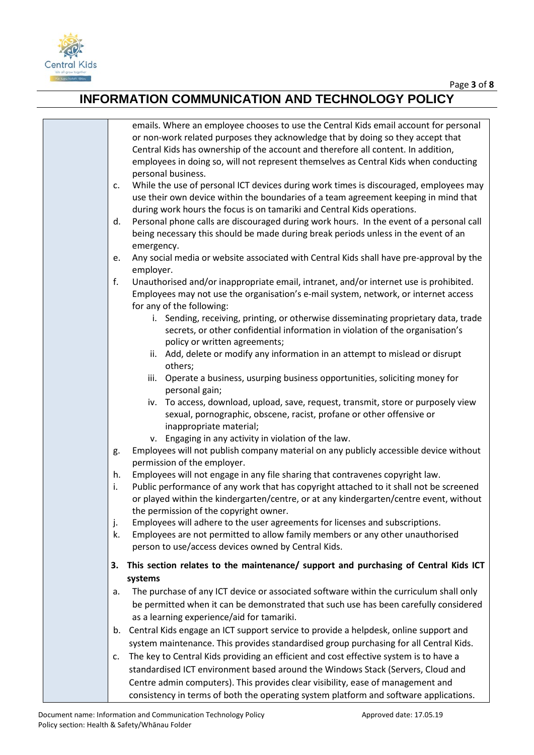emails. Where an employee chooses to use the Central Kids email account for personal or non-work related purposes they acknowledge that by doing so they accept that Central Kids has ownership of the account and therefore all content. In addition, employees in doing so, will not represent themselves as Central Kids when conducting personal business.

c. While the use of personal ICT devices during work times is discouraged, employees may use their own device within the boundaries of a team agreement keeping in mind that during work hours the focus is on tamariki and Central Kids operations.

d. Personal phone calls are discouraged during work hours. In the event of a personal call being necessary this should be made during break periods unless in the event of an emergency.

e. Any social media or website associated with Central Kids shall have pre-approval by the employer.

f. Unauthorised and/or inappropriate email, intranet, and/or internet use is prohibited. Employees may not use the organisation's e-mail system, network, or internet access for any of the following:

    i. Sending, receiving, printing, or otherwise disseminating proprietary data, trade secrets, or other confidential information in violation of the organisation's policy or written agreements;

    ii. Add, delete or modify any information in an attempt to mislead or disrupt others;

    iii. Operate a business, usurping business opportunities, soliciting money for personal gain;

    iv. To access, download, upload, save, request, transmit, store or purposely view sexual, pornographic, obscene, racist, profane or other offensive or inappropriate material;

    v. Engaging in any activity in violation of the law.

g. Employees will not publish company material on any publicly accessible device without permission of the employer.

h. Employees will not engage in any file sharing that contravenes copyright law.

i. Public performance of any work that has copyright attached to it shall not be screened or played within the kindergarten/centre, or at any kindergarten/centre event, without the permission of the copyright owner.

j. Employees will adhere to the user agreements for licenses and subscriptions.

k. Employees are not permitted to allow family members or any other unauthorised person to use/access devices owned by Central Kids.

**3. This section relates to the maintenance/ support and purchasing of Central Kids ICT systems**

a. The purchase of any ICT device or associated software within the curriculum shall only be permitted when it can be demonstrated that such use has been carefully considered as a learning experience/aid for tamariki.

b. Central Kids engage an ICT support service to provide a helpdesk, online support and system maintenance. This provides standardised group purchasing for all Central Kids.

c. The key to Central Kids providing an efficient and cost effective system is to have a standardised ICT environment based around the Windows Stack (Servers, Cloud and Centre admin computers). This provides clear visibility, ease of management and consistency in terms of both the operating system platform and software applications.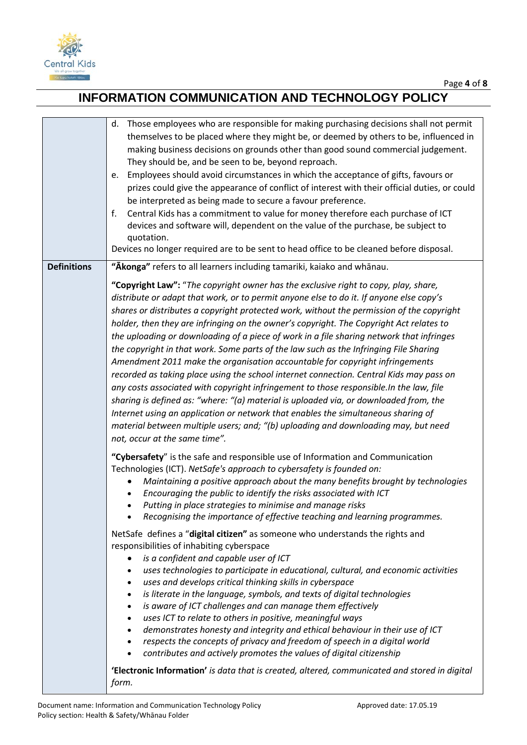# INFORMATION COMMUNICATION AND TECHNOLOGY POLICY

| | |
|---|---|
| | d. Those employees who are responsible for making purchasing decisions shall not permit themselves to be placed where they might be, or deemed by others to be, influenced in making business decisions on grounds other than good sound commercial judgement. They should be, and be seen to be, beyond reproach.<br>e. Employees should avoid circumstances in which the acceptance of gifts, favours or prizes could give the appearance of conflict of interest with their official duties, or could be interpreted as being made to secure a favour preference.<br>f. Central Kids has a commitment to value for money therefore each purchase of ICT devices and software will, dependent on the value of the purchase, be subject to quotation.<br>Devices no longer required are to be sent to head office to be cleaned before disposal. |
| **Definitions** | **"Ākonga"** refers to all learners including tamariki, kaiako and whānau.<br><br>**"Copyright Law":** "*The copyright owner has the exclusive right to copy, play, share, distribute or adapt that work, or to permit anyone else to do it. If anyone else copy's shares or distributes a copyright protected work, without the permission of the copyright holder, then they are infringing on the owner's copyright. The Copyright Act relates to the uploading or downloading of a piece of work in a file sharing network that infringes the copyright in that work. Some parts of the law such as the Infringing File Sharing Amendment 2011 make the organisation accountable for copyright infringements recorded as taking place using the school internet connection. Central Kids may pass on any costs associated with copyright infringement to those responsible.In the law, file sharing is defined as: "where: "(a) material is uploaded via, or downloaded from, the Internet using an application or network that enables the simultaneous sharing of material between multiple users; and; "(b) uploading and downloading may, but need not, occur at the same time".*<br><br>**"Cybersafety**" is the safe and responsible use of Information and Communication Technologies (ICT). *NetSafe's approach to cybersafety is founded on:*<br>• *Maintaining a positive approach about the many benefits brought by technologies*<br>• *Encouraging the public to identify the risks associated with ICT*<br>• *Putting in place strategies to minimise and manage risks*<br>• *Recognising the importance of effective teaching and learning programmes.*<br><br>NetSafe defines a "**digital citizen"** as someone who understands the rights and responsibilities of inhabiting cyberspace<br>• *is a confident and capable user of ICT*<br>• *uses technologies to participate in educational, cultural, and economic activities*<br>• *uses and develops critical thinking skills in cyberspace*<br>• *is literate in the language, symbols, and texts of digital technologies*<br>• *is aware of ICT challenges and can manage them effectively*<br>• *uses ICT to relate to others in positive, meaningful ways*<br>• *demonstrates honesty and integrity and ethical behaviour in their use of ICT*<br>• *respects the concepts of privacy and freedom of speech in a digital world*<br>• *contributes and actively promotes the values of digital citizenship*<br><br>**'Electronic Information'** *is data that is created, altered, communicated and stored in digital form.* |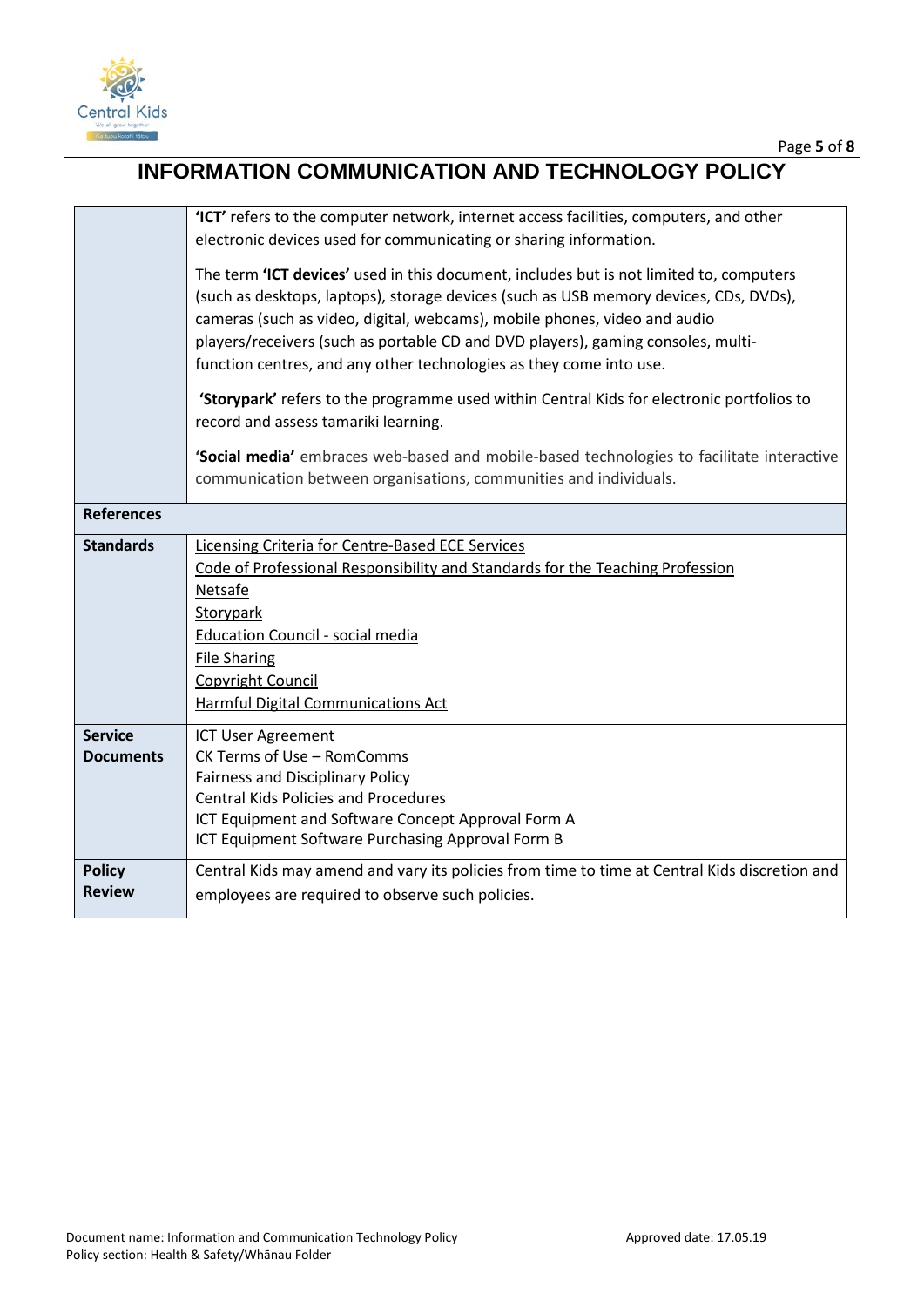# INFORMATION COMMUNICATION AND TECHNOLOGY POLICY

| | |
|---|---|
| | **'ICT'** refers to the computer network, internet access facilities, computers, and other electronic devices used for communicating or sharing information.<br><br>The term **'ICT devices'** used in this document, includes but is not limited to, computers (such as desktops, laptops), storage devices (such as USB memory devices, CDs, DVDs), cameras (such as video, digital, webcams), mobile phones, video and audio players/receivers (such as portable CD and DVD players), gaming consoles, multi-function centres, and any other technologies as they come into use.<br><br>**'Storypark'** refers to the programme used within Central Kids for electronic portfolios to record and assess tamariki learning.<br><br>**'Social media'** embraces web-based and mobile-based technologies to facilitate interactive communication between organisations, communities and individuals. |
| **References** | |
| **Standards** | Licensing Criteria for Centre-Based ECE Services<br>Code of Professional Responsibility and Standards for the Teaching Profession<br>Netsafe<br>Storypark<br>Education Council - social media<br>File Sharing<br>Copyright Council<br>Harmful Digital Communications Act |
| **Service Documents** | ICT User Agreement<br>CK Terms of Use – RomComms<br>Fairness and Disciplinary Policy<br>Central Kids Policies and Procedures<br>ICT Equipment and Software Concept Approval Form A<br>ICT Equipment Software Purchasing Approval Form B |
| **Policy Review** | Central Kids may amend and vary its policies from time to time at Central Kids discretion and employees are required to observe such policies. |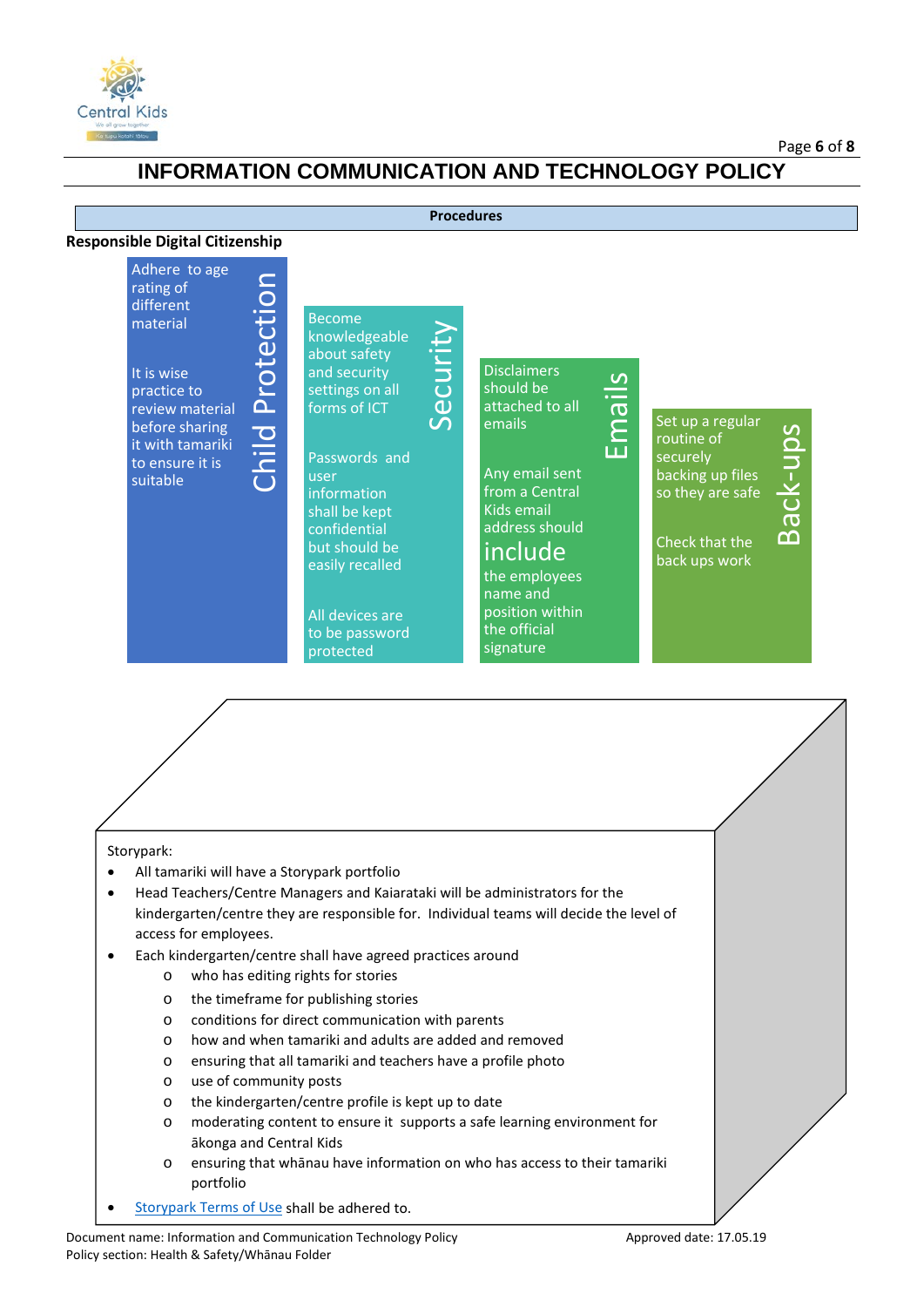# INFORMATION COMMUNICATION AND TECHNOLOGY POLICY

**Procedures**

**Responsible Digital Citizenship**

**Child Protection**

Adhere to age rating of different material

It is wise practice to review material before sharing it with tamariki to ensure it is suitable

**Security**

Become knowledgeable about safety and security settings on all forms of ICT

Passwords and user information shall be kept confidential but should be easily recalled

All devices are to be password protected

**Emails**

Disclaimers should be attached to all emails

Any email sent from a Central Kids email address should include the employees name and position within the official signature

**Back-ups**

Set up a regular routine of securely backing up files so they are safe

Check that the back ups work

Storypark:

- All tamariki will have a Storypark portfolio
- Head Teachers/Centre Managers and Kaiarataki will be administrators for the kindergarten/centre they are responsible for. Individual teams will decide the level of access for employees.
- Each kindergarten/centre shall have agreed practices around
  - who has editing rights for stories
  - the timeframe for publishing stories
  - conditions for direct communication with parents
  - how and when tamariki and adults are added and removed
  - ensuring that all tamariki and teachers have a profile photo
  - use of community posts
  - the kindergarten/centre profile is kept up to date
  - moderating content to ensure it supports a safe learning environment for ākonga and Central Kids
  - ensuring that whānau have information on who has access to their tamariki portfolio
- Storypark Terms of Use shall be adhered to.

Document name: Information and Communication Technology Policy
Policy section: Health & Safety/Whānau Folder
Approved date: 17.05.19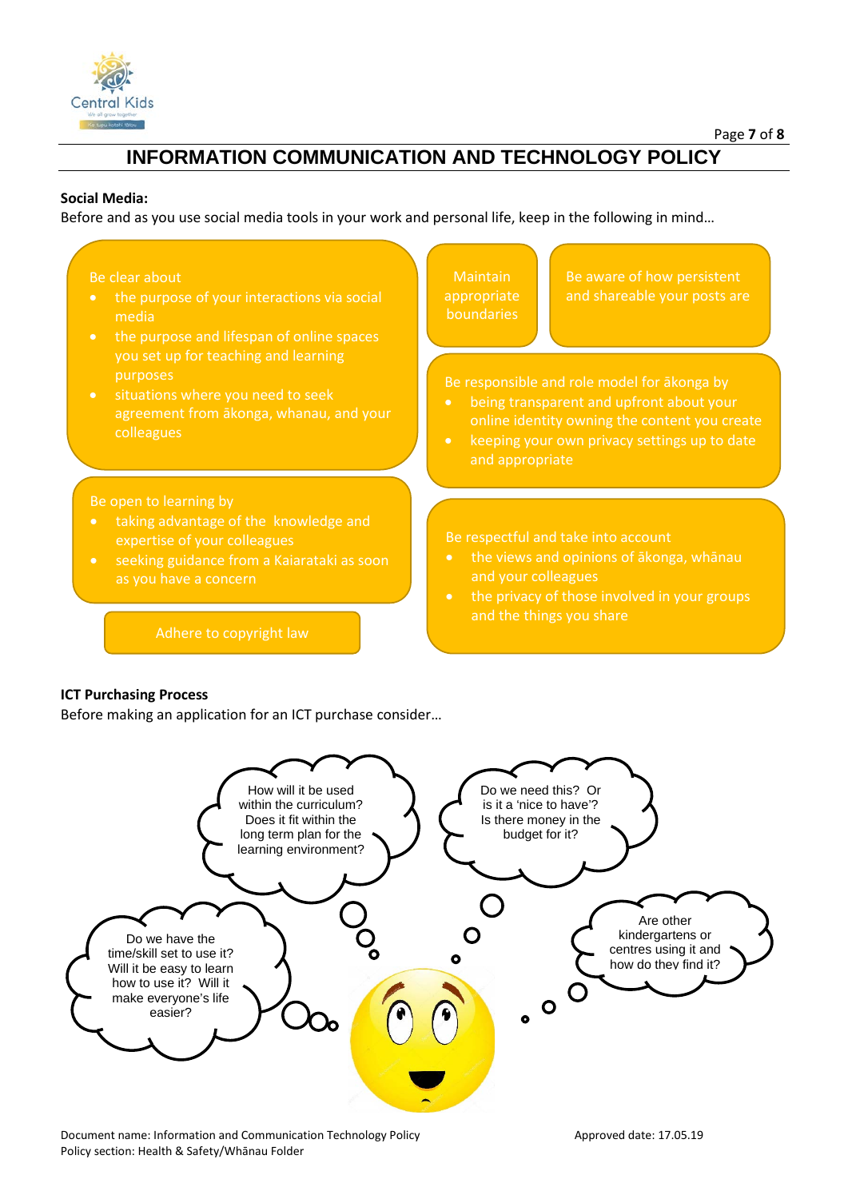# INFORMATION COMMUNICATION AND TECHNOLOGY POLICY

**Social Media:**

Before and as you use social media tools in your work and personal life, keep in the following in mind…

Be clear about

- the purpose of your interactions via social media
- the purpose and lifespan of online spaces you set up for teaching and learning purposes
- situations where you need to seek agreement from ākonga, whanau, and your colleagues

Maintain appropriate boundaries

Be aware of how persistent and shareable your posts are

Be responsible and role model for ākonga by

- being transparent and upfront about your online identity owning the content you create
- keeping your own privacy settings up to date and appropriate

Be open to learning by

- taking advantage of the knowledge and expertise of your colleagues
- seeking guidance from a Kaiarataki as soon as you have a concern

Be respectful and take into account

- the views and opinions of ākonga, whānau and your colleagues
- the privacy of those involved in your groups and the things you share

Adhere to copyright law

**ICT Purchasing Process**

Before making an application for an ICT purchase consider…

How will it be used within the curriculum? Does it fit within the long term plan for the learning environment?

Do we need this? Or is it a 'nice to have'? Is there money in the budget for it?

Do we have the time/skill set to use it? Will it be easy to learn how to use it? Will it make everyone's life easier?

Are other kindergartens or centres using it and how do they find it?

Document name: Information and Communication Technology Policy
Policy section: Health & Safety/Whānau Folder
Approved date: 17.05.19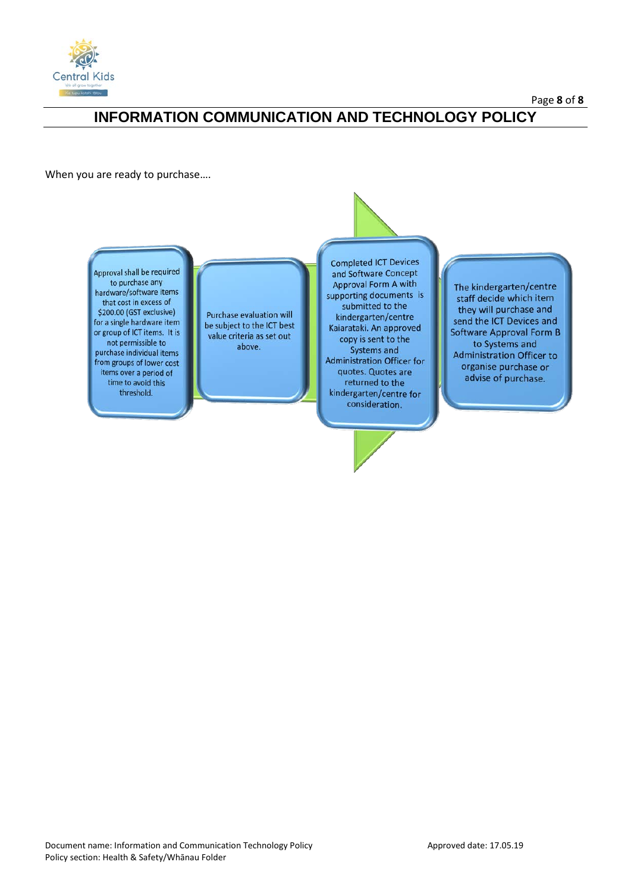# INFORMATION COMMUNICATION AND TECHNOLOGY POLICY

When you are ready to purchase….

Approval shall be required to purchase any hardware/software items that cost in excess of $200.00 (GST exclusive) for a single hardware item or group of ICT items. It is not permissible to purchase individual items from groups of lower cost items over a period of time to avoid this threshold.

Purchase evaluation will be subject to the ICT best value criteria as set out above.

Completed ICT Devices and Software Concept Approval Form A with supporting documents is submitted to the kindergarten/centre Kaiarataki. An approved copy is sent to the Systems and Administration Officer for quotes. Quotes are returned to the kindergarten/centre for consideration.

The kindergarten/centre staff decide which item they will purchase and send the ICT Devices and Software Approval Form B to Systems and Administration Officer to organise purchase or advise of purchase.

Document name: Information and Communication Technology Policy
Policy section: Health & Safety/Whānau Folder
Approved date: 17.05.19